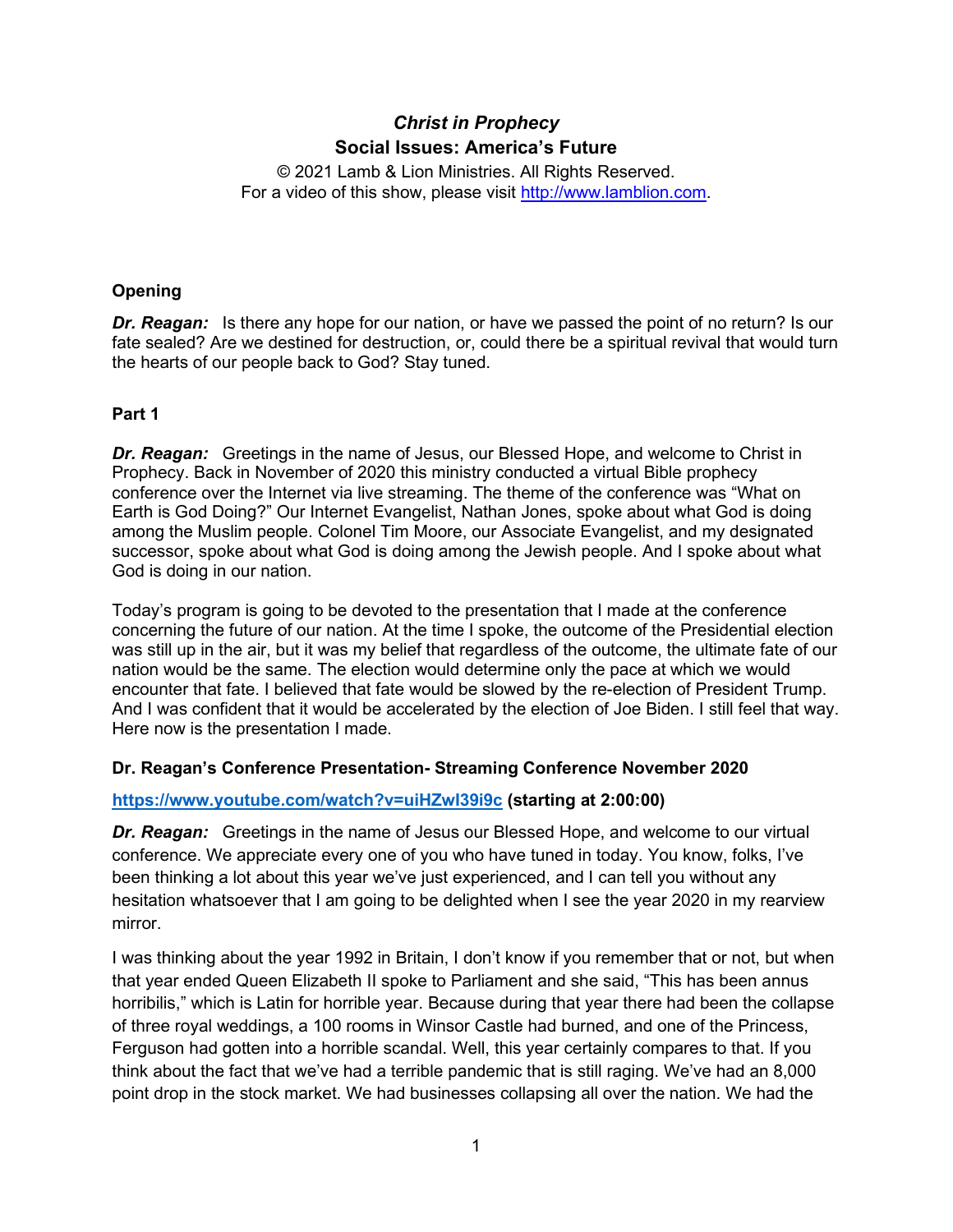# *Christ in Prophecy*

## Social Issues: America's Future

© 2021 Lamb & Lion Ministries. All Rights Reserved.
For a video of this show, please visit http://www.lamblion.com.

### Opening

***Dr. Reagan:*** Is there any hope for our nation, or have we passed the point of no return? Is our fate sealed? Are we destined for destruction, or, could there be a spiritual revival that would turn the hearts of our people back to God? Stay tuned.

### Part 1

***Dr. Reagan:*** Greetings in the name of Jesus, our Blessed Hope, and welcome to Christ in Prophecy. Back in November of 2020 this ministry conducted a virtual Bible prophecy conference over the Internet via live streaming. The theme of the conference was "What on Earth is God Doing?" Our Internet Evangelist, Nathan Jones, spoke about what God is doing among the Muslim people. Colonel Tim Moore, our Associate Evangelist, and my designated successor, spoke about what God is doing among the Jewish people. And I spoke about what God is doing in our nation.

Today's program is going to be devoted to the presentation that I made at the conference concerning the future of our nation. At the time I spoke, the outcome of the Presidential election was still up in the air, but it was my belief that regardless of the outcome, the ultimate fate of our nation would be the same. The election would determine only the pace at which we would encounter that fate. I believed that fate would be slowed by the re-election of President Trump. And I was confident that it would be accelerated by the election of Joe Biden. I still feel that way. Here now is the presentation I made.

### Dr. Reagan's Conference Presentation- Streaming Conference November 2020

**https://www.youtube.com/watch?v=uiHZwI39i9c (starting at 2:00:00)**

***Dr. Reagan:*** Greetings in the name of Jesus our Blessed Hope, and welcome to our virtual conference. We appreciate every one of you who have tuned in today. You know, folks, I've been thinking a lot about this year we've just experienced, and I can tell you without any hesitation whatsoever that I am going to be delighted when I see the year 2020 in my rearview mirror.

I was thinking about the year 1992 in Britain, I don't know if you remember that or not, but when that year ended Queen Elizabeth II spoke to Parliament and she said, "This has been annus horribilis," which is Latin for horrible year. Because during that year there had been the collapse of three royal weddings, a 100 rooms in Winsor Castle had burned, and one of the Princess, Ferguson had gotten into a horrible scandal. Well, this year certainly compares to that. If you think about the fact that we've had a terrible pandemic that is still raging. We've had an 8,000 point drop in the stock market. We had businesses collapsing all over the nation. We had the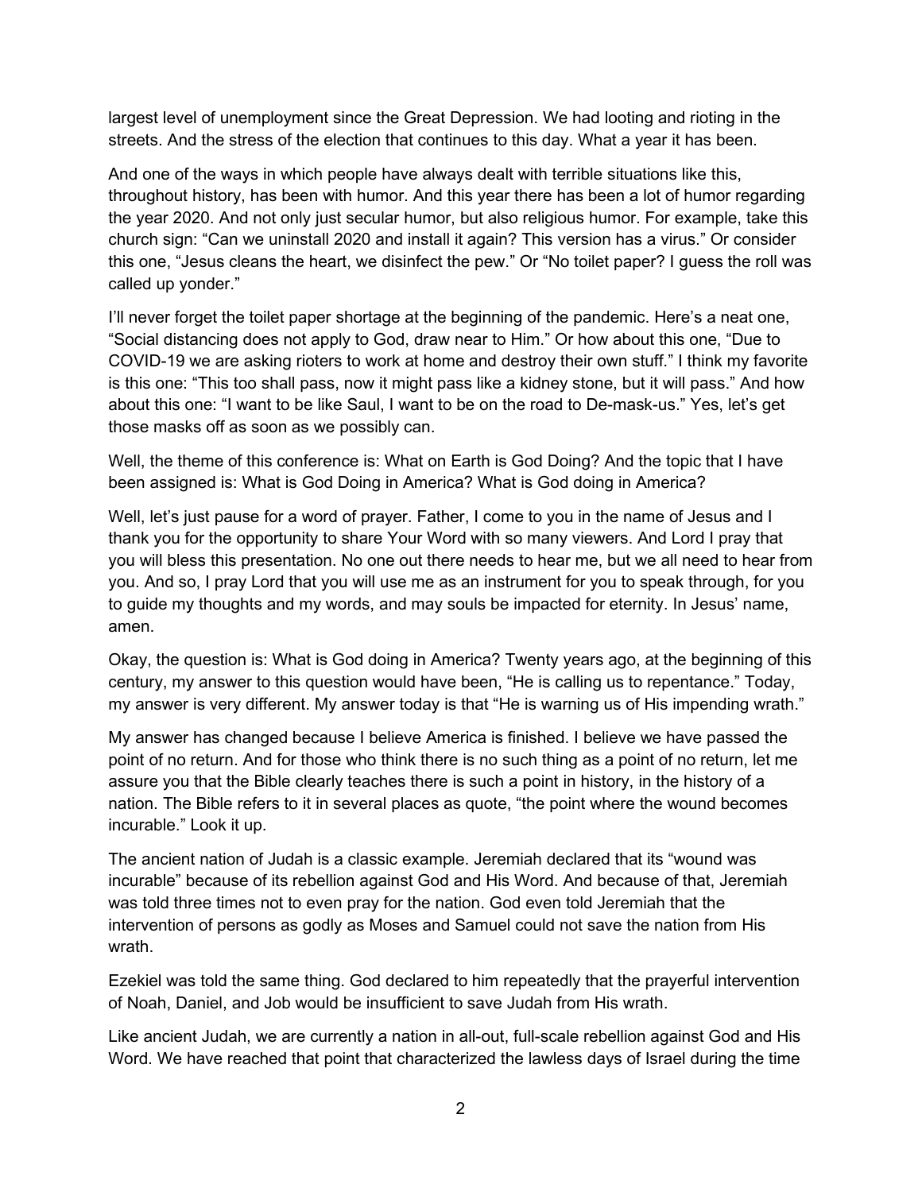largest level of unemployment since the Great Depression. We had looting and rioting in the streets. And the stress of the election that continues to this day. What a year it has been.

And one of the ways in which people have always dealt with terrible situations like this, throughout history, has been with humor. And this year there has been a lot of humor regarding the year 2020. And not only just secular humor, but also religious humor. For example, take this church sign: "Can we uninstall 2020 and install it again? This version has a virus." Or consider this one, "Jesus cleans the heart, we disinfect the pew." Or "No toilet paper? I guess the roll was called up yonder."

I'll never forget the toilet paper shortage at the beginning of the pandemic. Here's a neat one, "Social distancing does not apply to God, draw near to Him." Or how about this one, "Due to COVID-19 we are asking rioters to work at home and destroy their own stuff." I think my favorite is this one: "This too shall pass, now it might pass like a kidney stone, but it will pass." And how about this one: "I want to be like Saul, I want to be on the road to De-mask-us." Yes, let's get those masks off as soon as we possibly can.

Well, the theme of this conference is: What on Earth is God Doing? And the topic that I have been assigned is: What is God Doing in America? What is God doing in America?

Well, let's just pause for a word of prayer. Father, I come to you in the name of Jesus and I thank you for the opportunity to share Your Word with so many viewers. And Lord I pray that you will bless this presentation. No one out there needs to hear me, but we all need to hear from you. And so, I pray Lord that you will use me as an instrument for you to speak through, for you to guide my thoughts and my words, and may souls be impacted for eternity. In Jesus' name, amen.

Okay, the question is: What is God doing in America? Twenty years ago, at the beginning of this century, my answer to this question would have been, "He is calling us to repentance." Today, my answer is very different. My answer today is that "He is warning us of His impending wrath."

My answer has changed because I believe America is finished. I believe we have passed the point of no return. And for those who think there is no such thing as a point of no return, let me assure you that the Bible clearly teaches there is such a point in history, in the history of a nation. The Bible refers to it in several places as quote, "the point where the wound becomes incurable." Look it up.

The ancient nation of Judah is a classic example. Jeremiah declared that its "wound was incurable" because of its rebellion against God and His Word. And because of that, Jeremiah was told three times not to even pray for the nation. God even told Jeremiah that the intervention of persons as godly as Moses and Samuel could not save the nation from His wrath.

Ezekiel was told the same thing. God declared to him repeatedly that the prayerful intervention of Noah, Daniel, and Job would be insufficient to save Judah from His wrath.

Like ancient Judah, we are currently a nation in all-out, full-scale rebellion against God and His Word. We have reached that point that characterized the lawless days of Israel during the time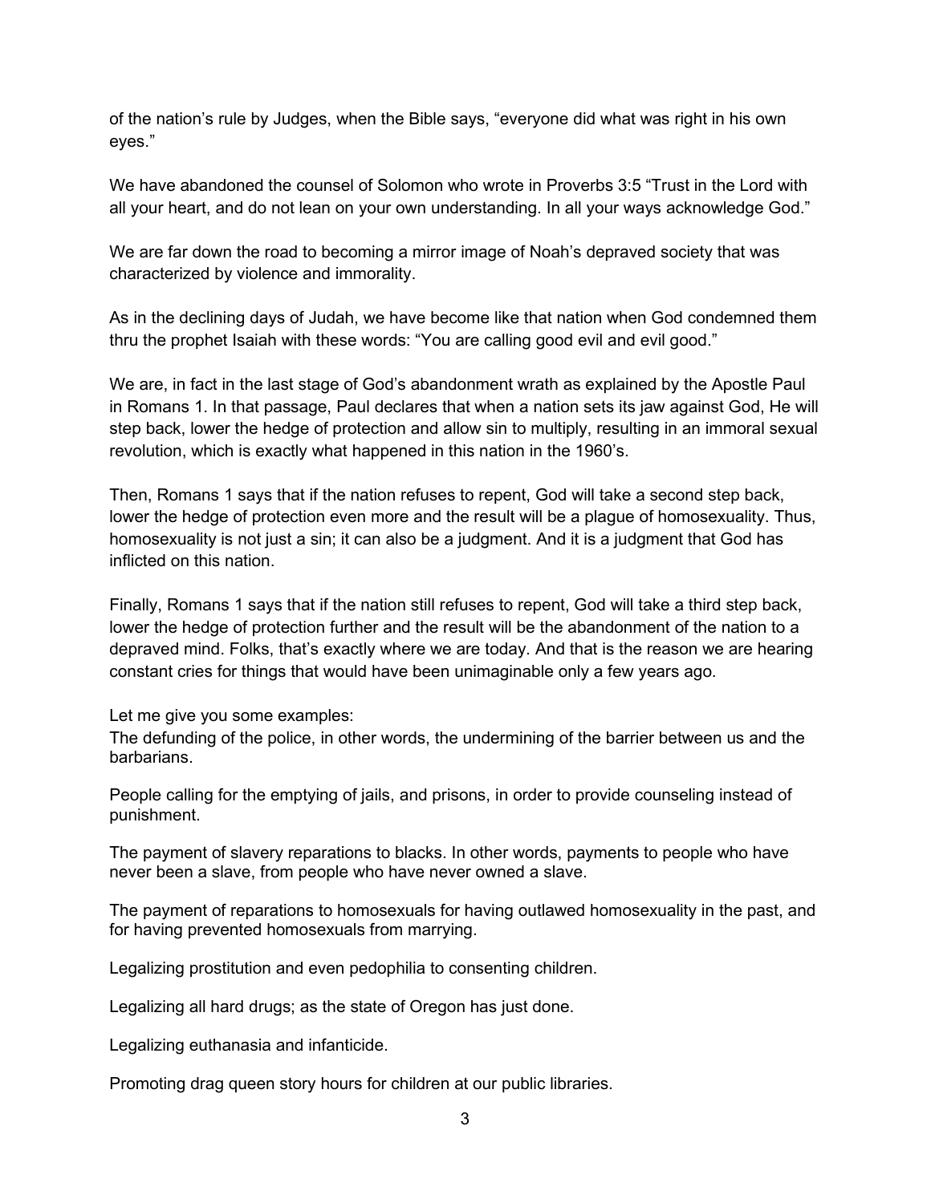of the nation's rule by Judges, when the Bible says, "everyone did what was right in his own eyes."

We have abandoned the counsel of Solomon who wrote in Proverbs 3:5 "Trust in the Lord with all your heart, and do not lean on your own understanding. In all your ways acknowledge God."

We are far down the road to becoming a mirror image of Noah's depraved society that was characterized by violence and immorality.

As in the declining days of Judah, we have become like that nation when God condemned them thru the prophet Isaiah with these words: "You are calling good evil and evil good."

We are, in fact in the last stage of God's abandonment wrath as explained by the Apostle Paul in Romans 1. In that passage, Paul declares that when a nation sets its jaw against God, He will step back, lower the hedge of protection and allow sin to multiply, resulting in an immoral sexual revolution, which is exactly what happened in this nation in the 1960's.

Then, Romans 1 says that if the nation refuses to repent, God will take a second step back, lower the hedge of protection even more and the result will be a plague of homosexuality. Thus, homosexuality is not just a sin; it can also be a judgment. And it is a judgment that God has inflicted on this nation.

Finally, Romans 1 says that if the nation still refuses to repent, God will take a third step back, lower the hedge of protection further and the result will be the abandonment of the nation to a depraved mind. Folks, that's exactly where we are today. And that is the reason we are hearing constant cries for things that would have been unimaginable only a few years ago.

Let me give you some examples:
The defunding of the police, in other words, the undermining of the barrier between us and the barbarians.

People calling for the emptying of jails, and prisons, in order to provide counseling instead of punishment.

The payment of slavery reparations to blacks. In other words, payments to people who have never been a slave, from people who have never owned a slave.

The payment of reparations to homosexuals for having outlawed homosexuality in the past, and for having prevented homosexuals from marrying.

Legalizing prostitution and even pedophilia to consenting children.

Legalizing all hard drugs; as the state of Oregon has just done.

Legalizing euthanasia and infanticide.

Promoting drag queen story hours for children at our public libraries.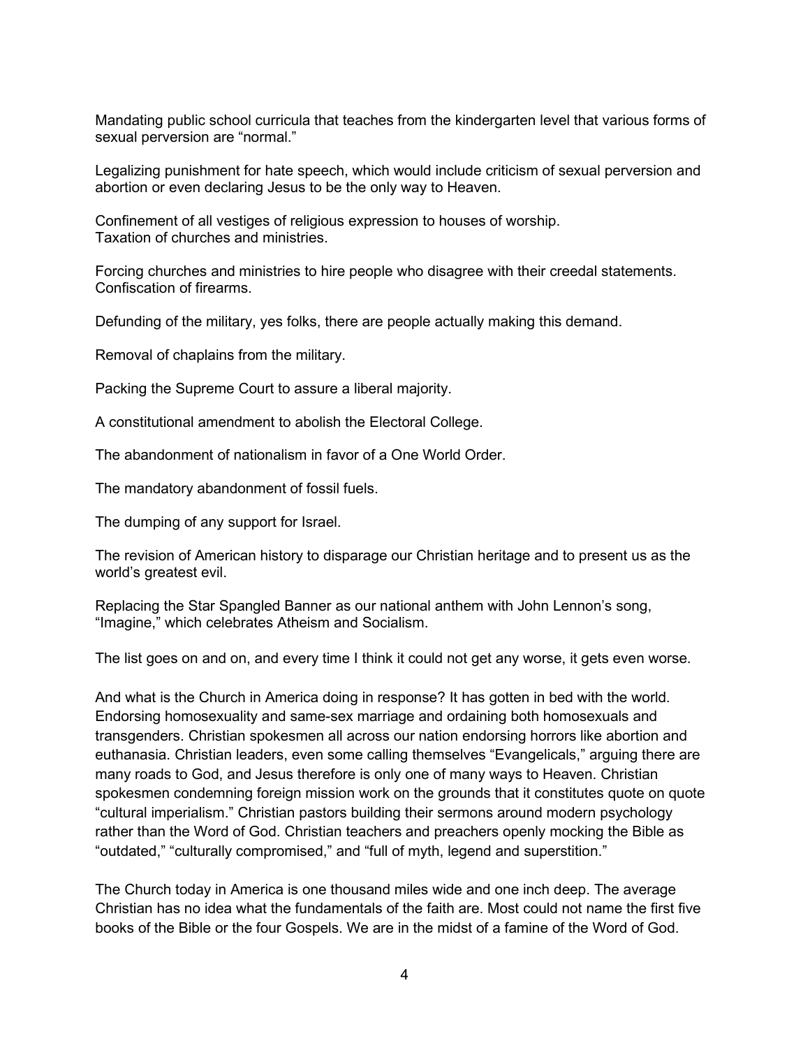Mandating public school curricula that teaches from the kindergarten level that various forms of sexual perversion are "normal."

Legalizing punishment for hate speech, which would include criticism of sexual perversion and abortion or even declaring Jesus to be the only way to Heaven.

Confinement of all vestiges of religious expression to houses of worship.
Taxation of churches and ministries.

Forcing churches and ministries to hire people who disagree with their creedal statements.
Confiscation of firearms.

Defunding of the military, yes folks, there are people actually making this demand.

Removal of chaplains from the military.

Packing the Supreme Court to assure a liberal majority.

A constitutional amendment to abolish the Electoral College.

The abandonment of nationalism in favor of a One World Order.

The mandatory abandonment of fossil fuels.

The dumping of any support for Israel.

The revision of American history to disparage our Christian heritage and to present us as the world's greatest evil.

Replacing the Star Spangled Banner as our national anthem with John Lennon's song, "Imagine," which celebrates Atheism and Socialism.

The list goes on and on, and every time I think it could not get any worse, it gets even worse.

And what is the Church in America doing in response? It has gotten in bed with the world. Endorsing homosexuality and same-sex marriage and ordaining both homosexuals and transgenders. Christian spokesmen all across our nation endorsing horrors like abortion and euthanasia. Christian leaders, even some calling themselves "Evangelicals," arguing there are many roads to God, and Jesus therefore is only one of many ways to Heaven. Christian spokesmen condemning foreign mission work on the grounds that it constitutes quote on quote "cultural imperialism." Christian pastors building their sermons around modern psychology rather than the Word of God. Christian teachers and preachers openly mocking the Bible as "outdated," "culturally compromised," and "full of myth, legend and superstition."

The Church today in America is one thousand miles wide and one inch deep. The average Christian has no idea what the fundamentals of the faith are. Most could not name the first five books of the Bible or the four Gospels. We are in the midst of a famine of the Word of God.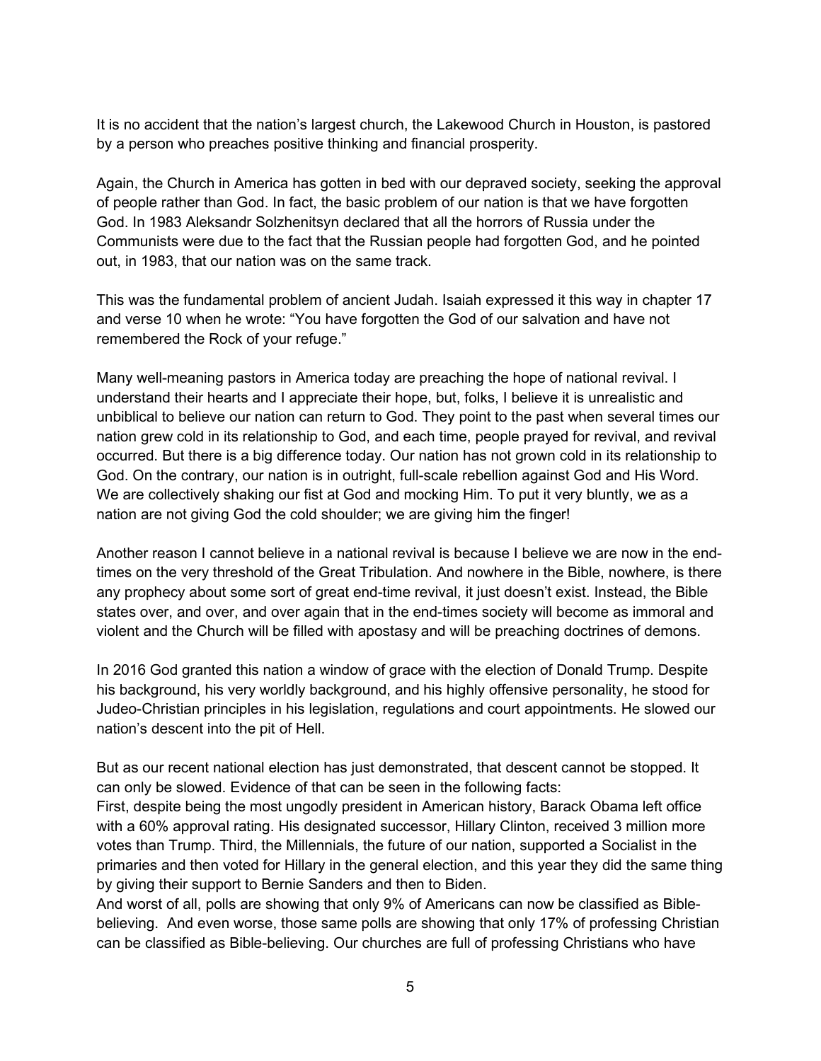It is no accident that the nation's largest church, the Lakewood Church in Houston, is pastored by a person who preaches positive thinking and financial prosperity.

Again, the Church in America has gotten in bed with our depraved society, seeking the approval of people rather than God. In fact, the basic problem of our nation is that we have forgotten God. In 1983 Aleksandr Solzhenitsyn declared that all the horrors of Russia under the Communists were due to the fact that the Russian people had forgotten God, and he pointed out, in 1983, that our nation was on the same track.

This was the fundamental problem of ancient Judah. Isaiah expressed it this way in chapter 17 and verse 10 when he wrote: "You have forgotten the God of our salvation and have not remembered the Rock of your refuge."

Many well-meaning pastors in America today are preaching the hope of national revival. I understand their hearts and I appreciate their hope, but, folks, I believe it is unrealistic and unbiblical to believe our nation can return to God. They point to the past when several times our nation grew cold in its relationship to God, and each time, people prayed for revival, and revival occurred. But there is a big difference today. Our nation has not grown cold in its relationship to God. On the contrary, our nation is in outright, full-scale rebellion against God and His Word. We are collectively shaking our fist at God and mocking Him. To put it very bluntly, we as a nation are not giving God the cold shoulder; we are giving him the finger!

Another reason I cannot believe in a national revival is because I believe we are now in the end-times on the very threshold of the Great Tribulation. And nowhere in the Bible, nowhere, is there any prophecy about some sort of great end-time revival, it just doesn't exist. Instead, the Bible states over, and over, and over again that in the end-times society will become as immoral and violent and the Church will be filled with apostasy and will be preaching doctrines of demons.

In 2016 God granted this nation a window of grace with the election of Donald Trump. Despite his background, his very worldly background, and his highly offensive personality, he stood for Judeo-Christian principles in his legislation, regulations and court appointments. He slowed our nation's descent into the pit of Hell.

But as our recent national election has just demonstrated, that descent cannot be stopped. It can only be slowed. Evidence of that can be seen in the following facts:
First, despite being the most ungodly president in American history, Barack Obama left office with a 60% approval rating. His designated successor, Hillary Clinton, received 3 million more votes than Trump. Third, the Millennials, the future of our nation, supported a Socialist in the primaries and then voted for Hillary in the general election, and this year they did the same thing by giving their support to Bernie Sanders and then to Biden.
And worst of all, polls are showing that only 9% of Americans can now be classified as Bible-believing. And even worse, those same polls are showing that only 17% of professing Christian can be classified as Bible-believing. Our churches are full of professing Christians who have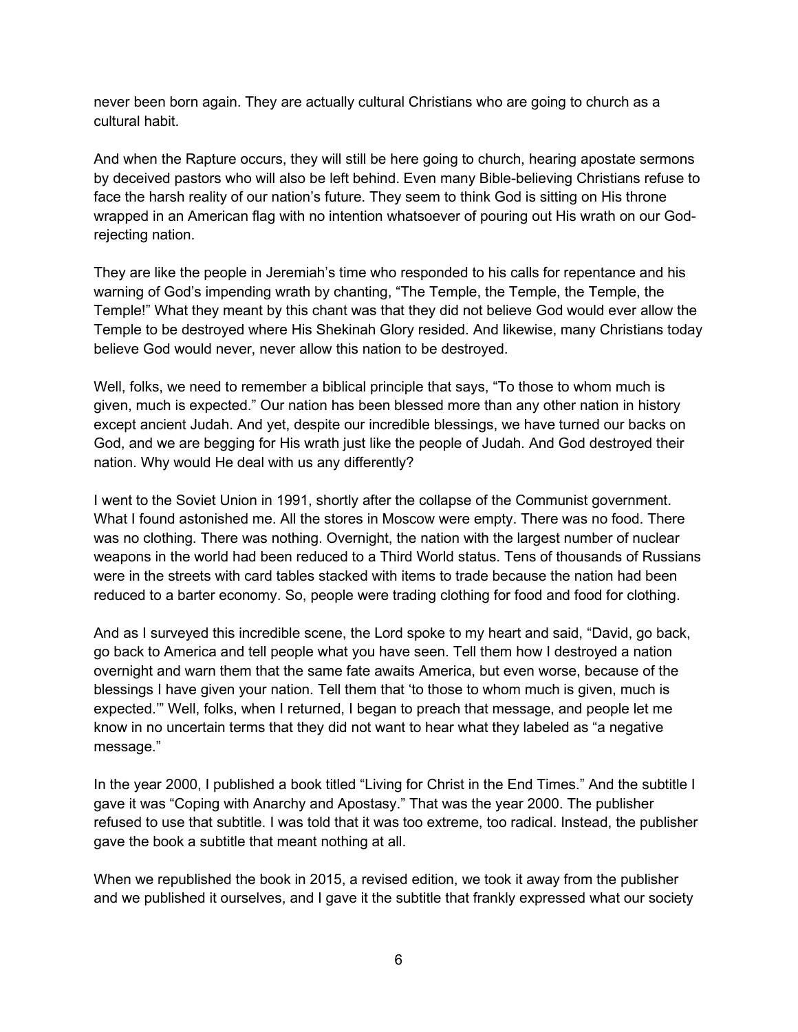never been born again. They are actually cultural Christians who are going to church as a cultural habit.

And when the Rapture occurs, they will still be here going to church, hearing apostate sermons by deceived pastors who will also be left behind. Even many Bible-believing Christians refuse to face the harsh reality of our nation's future. They seem to think God is sitting on His throne wrapped in an American flag with no intention whatsoever of pouring out His wrath on our God-rejecting nation.

They are like the people in Jeremiah's time who responded to his calls for repentance and his warning of God's impending wrath by chanting, "The Temple, the Temple, the Temple, the Temple!" What they meant by this chant was that they did not believe God would ever allow the Temple to be destroyed where His Shekinah Glory resided. And likewise, many Christians today believe God would never, never allow this nation to be destroyed.

Well, folks, we need to remember a biblical principle that says, "To those to whom much is given, much is expected." Our nation has been blessed more than any other nation in history except ancient Judah. And yet, despite our incredible blessings, we have turned our backs on God, and we are begging for His wrath just like the people of Judah. And God destroyed their nation. Why would He deal with us any differently?

I went to the Soviet Union in 1991, shortly after the collapse of the Communist government. What I found astonished me. All the stores in Moscow were empty. There was no food. There was no clothing. There was nothing. Overnight, the nation with the largest number of nuclear weapons in the world had been reduced to a Third World status. Tens of thousands of Russians were in the streets with card tables stacked with items to trade because the nation had been reduced to a barter economy. So, people were trading clothing for food and food for clothing.

And as I surveyed this incredible scene, the Lord spoke to my heart and said, "David, go back, go back to America and tell people what you have seen. Tell them how I destroyed a nation overnight and warn them that the same fate awaits America, but even worse, because of the blessings I have given your nation. Tell them that 'to those to whom much is given, much is expected.'" Well, folks, when I returned, I began to preach that message, and people let me know in no uncertain terms that they did not want to hear what they labeled as "a negative message."

In the year 2000, I published a book titled "Living for Christ in the End Times." And the subtitle I gave it was "Coping with Anarchy and Apostasy." That was the year 2000. The publisher refused to use that subtitle. I was told that it was too extreme, too radical. Instead, the publisher gave the book a subtitle that meant nothing at all.

When we republished the book in 2015, a revised edition, we took it away from the publisher and we published it ourselves, and I gave it the subtitle that frankly expressed what our society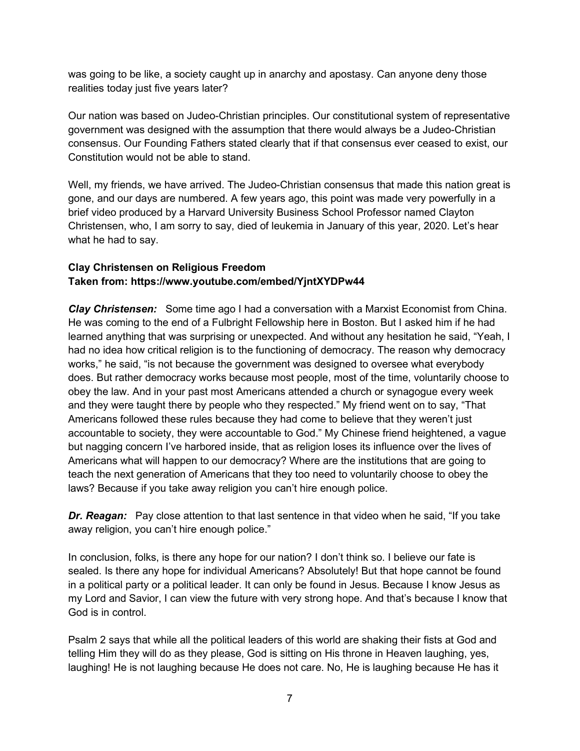was going to be like, a society caught up in anarchy and apostasy. Can anyone deny those realities today just five years later?

Our nation was based on Judeo-Christian principles. Our constitutional system of representative government was designed with the assumption that there would always be a Judeo-Christian consensus. Our Founding Fathers stated clearly that if that consensus ever ceased to exist, our Constitution would not be able to stand.

Well, my friends, we have arrived. The Judeo-Christian consensus that made this nation great is gone, and our days are numbered. A few years ago, this point was made very powerfully in a brief video produced by a Harvard University Business School Professor named Clayton Christensen, who, I am sorry to say, died of leukemia in January of this year, 2020. Let's hear what he had to say.

**Clay Christensen on Religious Freedom**
**Taken from: https://www.youtube.com/embed/YjntXYDPw44**

***Clay Christensen:*** Some time ago I had a conversation with a Marxist Economist from China. He was coming to the end of a Fulbright Fellowship here in Boston. But I asked him if he had learned anything that was surprising or unexpected. And without any hesitation he said, "Yeah, I had no idea how critical religion is to the functioning of democracy. The reason why democracy works," he said, "is not because the government was designed to oversee what everybody does. But rather democracy works because most people, most of the time, voluntarily choose to obey the law. And in your past most Americans attended a church or synagogue every week and they were taught there by people who they respected." My friend went on to say, "That Americans followed these rules because they had come to believe that they weren't just accountable to society, they were accountable to God." My Chinese friend heightened, a vague but nagging concern I've harbored inside, that as religion loses its influence over the lives of Americans what will happen to our democracy? Where are the institutions that are going to teach the next generation of Americans that they too need to voluntarily choose to obey the laws? Because if you take away religion you can't hire enough police.

***Dr. Reagan:*** Pay close attention to that last sentence in that video when he said, "If you take away religion, you can't hire enough police."

In conclusion, folks, is there any hope for our nation? I don't think so. I believe our fate is sealed. Is there any hope for individual Americans? Absolutely! But that hope cannot be found in a political party or a political leader. It can only be found in Jesus. Because I know Jesus as my Lord and Savior, I can view the future with very strong hope. And that's because I know that God is in control.

Psalm 2 says that while all the political leaders of this world are shaking their fists at God and telling Him they will do as they please, God is sitting on His throne in Heaven laughing, yes, laughing! He is not laughing because He does not care. No, He is laughing because He has it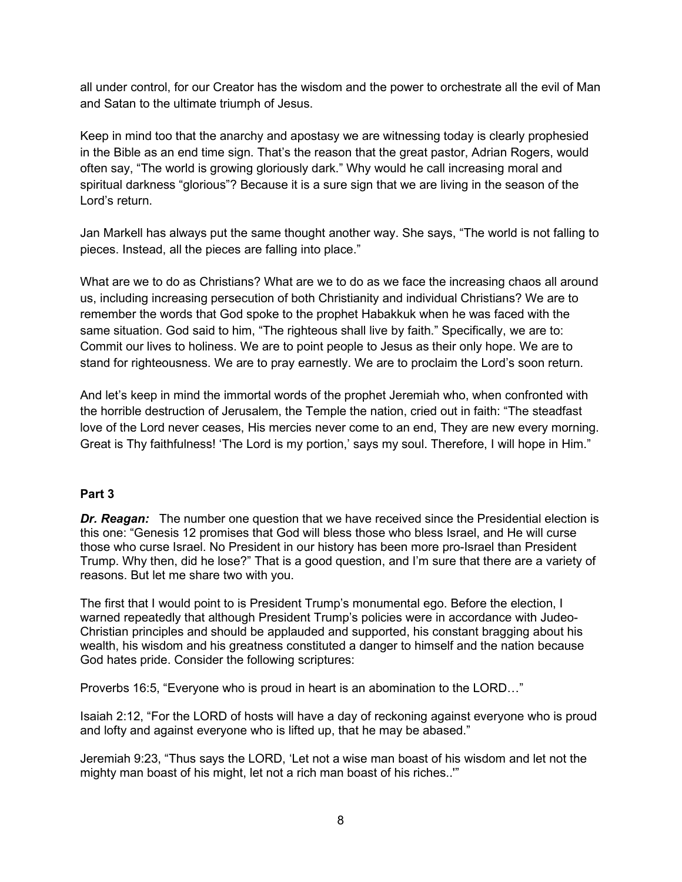all under control, for our Creator has the wisdom and the power to orchestrate all the evil of Man and Satan to the ultimate triumph of Jesus.

Keep in mind too that the anarchy and apostasy we are witnessing today is clearly prophesied in the Bible as an end time sign. That's the reason that the great pastor, Adrian Rogers, would often say, "The world is growing gloriously dark." Why would he call increasing moral and spiritual darkness "glorious"? Because it is a sure sign that we are living in the season of the Lord's return.

Jan Markell has always put the same thought another way. She says, "The world is not falling to pieces. Instead, all the pieces are falling into place."

What are we to do as Christians? What are we to do as we face the increasing chaos all around us, including increasing persecution of both Christianity and individual Christians? We are to remember the words that God spoke to the prophet Habakkuk when he was faced with the same situation. God said to him, "The righteous shall live by faith." Specifically, we are to: Commit our lives to holiness. We are to point people to Jesus as their only hope. We are to stand for righteousness. We are to pray earnestly. We are to proclaim the Lord's soon return.

And let's keep in mind the immortal words of the prophet Jeremiah who, when confronted with the horrible destruction of Jerusalem, the Temple the nation, cried out in faith: "The steadfast love of the Lord never ceases, His mercies never come to an end, They are new every morning. Great is Thy faithfulness! 'The Lord is my portion,' says my soul. Therefore, I will hope in Him."

**Part 3**

***Dr. Reagan:*** The number one question that we have received since the Presidential election is this one: "Genesis 12 promises that God will bless those who bless Israel, and He will curse those who curse Israel. No President in our history has been more pro-Israel than President Trump. Why then, did he lose?" That is a good question, and I'm sure that there are a variety of reasons. But let me share two with you.

The first that I would point to is President Trump's monumental ego. Before the election, I warned repeatedly that although President Trump's policies were in accordance with Judeo-Christian principles and should be applauded and supported, his constant bragging about his wealth, his wisdom and his greatness constituted a danger to himself and the nation because God hates pride. Consider the following scriptures:

Proverbs 16:5, "Everyone who is proud in heart is an abomination to the LORD…"

Isaiah 2:12, "For the LORD of hosts will have a day of reckoning against everyone who is proud and lofty and against everyone who is lifted up, that he may be abased."

Jeremiah 9:23, "Thus says the LORD, 'Let not a wise man boast of his wisdom and let not the mighty man boast of his might, let not a rich man boast of his riches..'"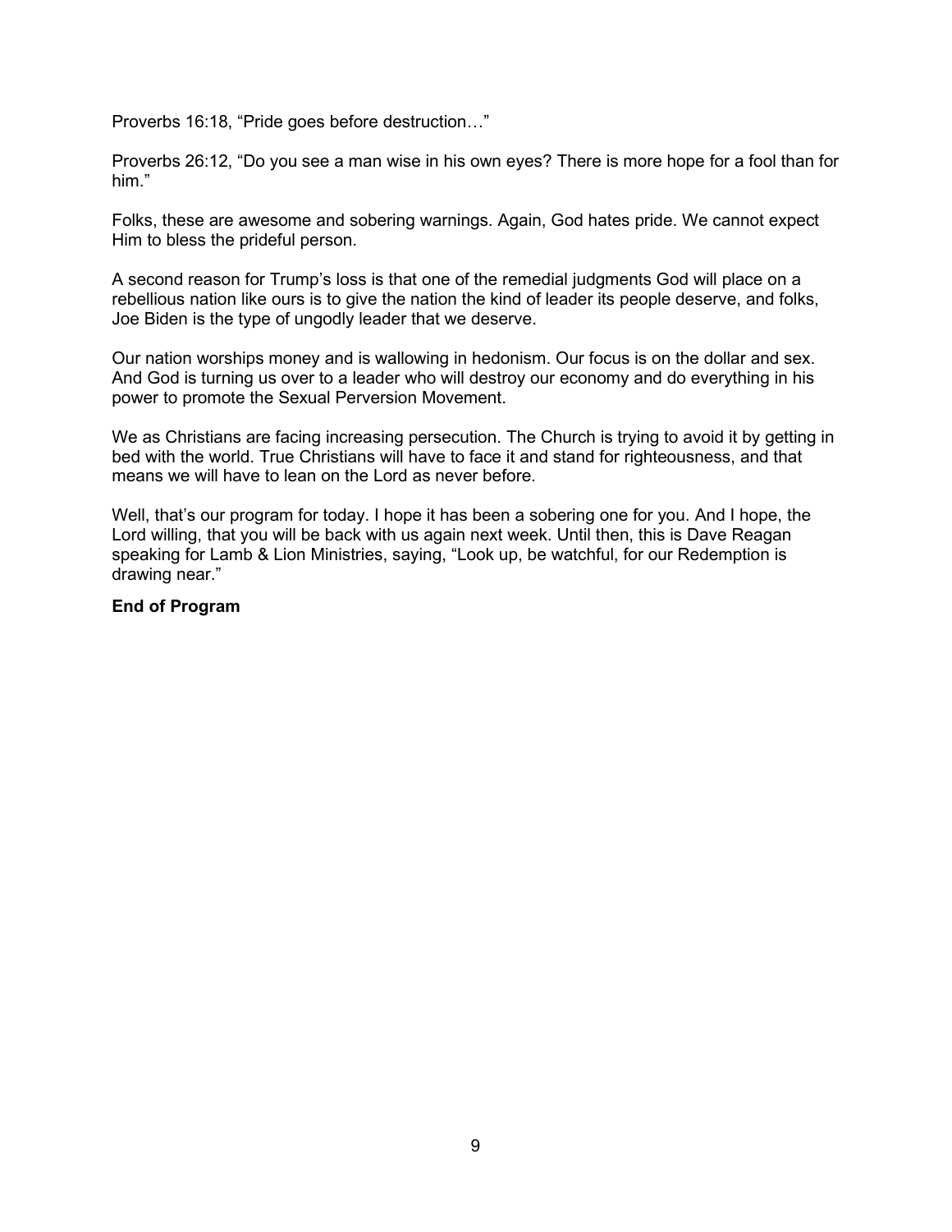Proverbs 16:18, “Pride goes before destruction…”

Proverbs 26:12, “Do you see a man wise in his own eyes? There is more hope for a fool than for him.”

Folks, these are awesome and sobering warnings. Again, God hates pride. We cannot expect Him to bless the prideful person.

A second reason for Trump’s loss is that one of the remedial judgments God will place on a rebellious nation like ours is to give the nation the kind of leader its people deserve, and folks, Joe Biden is the type of ungodly leader that we deserve.

Our nation worships money and is wallowing in hedonism. Our focus is on the dollar and sex. And God is turning us over to a leader who will destroy our economy and do everything in his power to promote the Sexual Perversion Movement.

We as Christians are facing increasing persecution. The Church is trying to avoid it by getting in bed with the world. True Christians will have to face it and stand for righteousness, and that means we will have to lean on the Lord as never before.

Well, that’s our program for today. I hope it has been a sobering one for you. And I hope, the Lord willing, that you will be back with us again next week. Until then, this is Dave Reagan speaking for Lamb & Lion Ministries, saying, “Look up, be watchful, for our Redemption is drawing near.”

**End of Program**